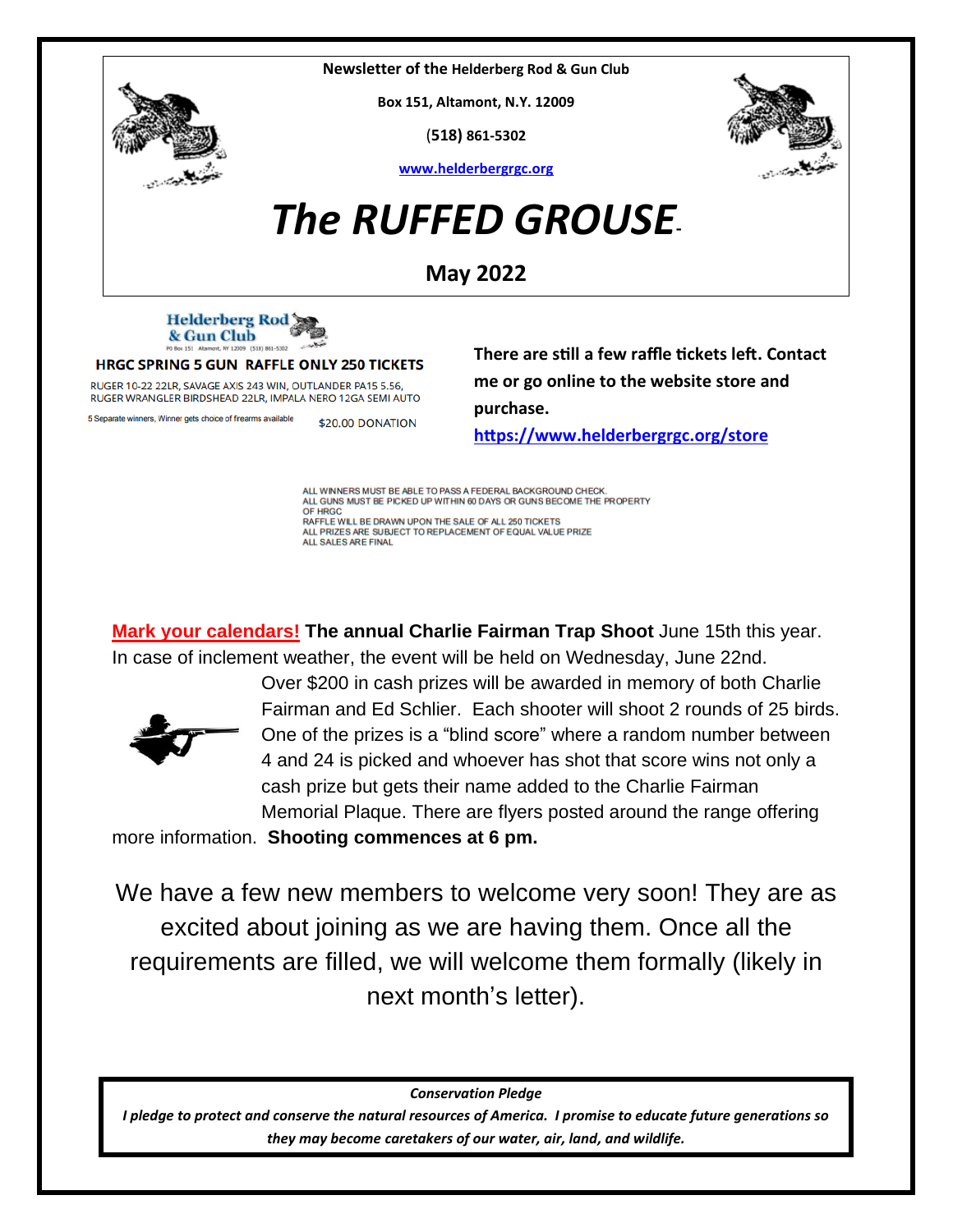**Newsletter of the Helderberg Rod & Gun Club**

**Box 151, Altamont, N.Y. 12009**

**(518) 861-5302**

**www.helderbergrgc.org**

# *The RUFFED GROUSE*

## May 2022

Helderberg Rod & Gun Club
PO Box 151 Altamont, NY 12009 (518) 861-5302

**HRGC SPRING 5 GUN RAFFLE ONLY 250 TICKETS**

RUGER 10-22 22LR, SAVAGE AXIS 243 WIN, OUTLANDER PA15 5.56, RUGER WRANGLER BIRDSHEAD 22LR, IMPALA NERO 12GA SEMI AUTO

5 Separate winners, Winner gets choice of firearms available

$20.00 DONATION

**There are still a few raffle tickets left. Contact me or go online to the website store and purchase.**

**https://www.helderbergrgc.org/store**

ALL WINNERS MUST BE ABLE TO PASS A FEDERAL BACKGROUND CHECK.
ALL GUNS MUST BE PICKED UP WITHIN 60 DAYS OR GUNS BECOME THE PROPERTY OF HRGC
RAFFLE WILL BE DRAWN UPON THE SALE OF ALL 250 TICKETS
ALL PRIZES ARE SUBJECT TO REPLACEMENT OF EQUAL VALUE PRIZE
ALL SALES ARE FINAL

**Mark your calendars!** **The annual Charlie Fairman Trap Shoot** June 15th this year. In case of inclement weather, the event will be held on Wednesday, June 22nd. Over $200 in cash prizes will be awarded in memory of both Charlie Fairman and Ed Schlier. Each shooter will shoot 2 rounds of 25 birds. One of the prizes is a "blind score" where a random number between 4 and 24 is picked and whoever has shot that score wins not only a cash prize but gets their name added to the Charlie Fairman Memorial Plaque. There are flyers posted around the range offering more information. **Shooting commences at 6 pm.**

We have a few new members to welcome very soon! They are as excited about joining as we are having them. Once all the requirements are filled, we will welcome them formally (likely in next month's letter).

***Conservation Pledge***

***I pledge to protect and conserve the natural resources of America. I promise to educate future generations so they may become caretakers of our water, air, land, and wildlife.***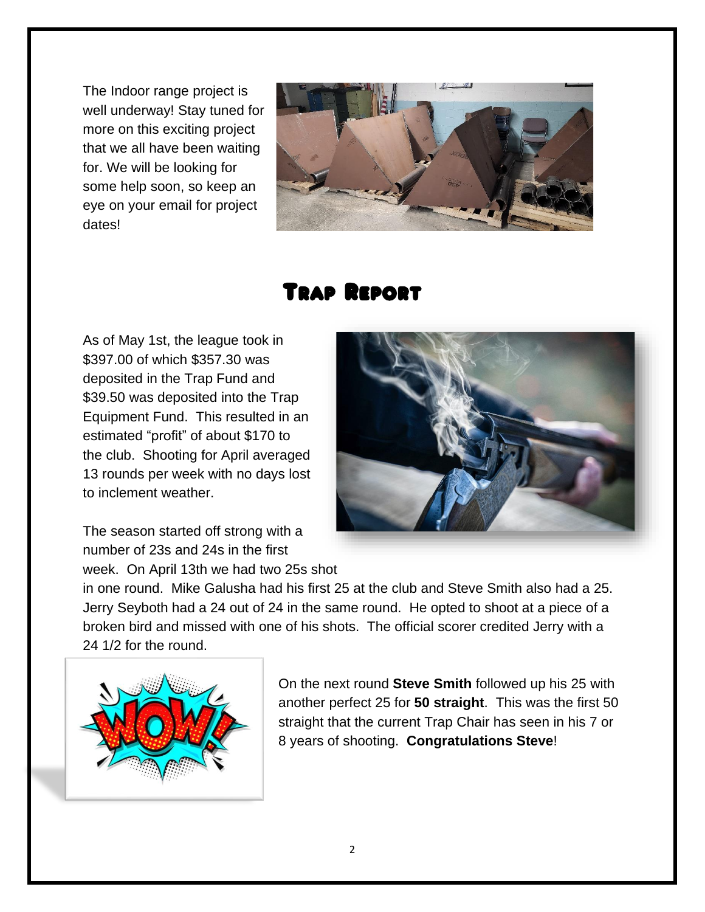The Indoor range project is well underway! Stay tuned for more on this exciting project that we all have been waiting for. We will be looking for some help soon, so keep an eye on your email for project dates!

## Trap Report

As of May 1st, the league took in $397.00 of which $357.30 was deposited in the Trap Fund and $39.50 was deposited into the Trap Equipment Fund. This resulted in an estimated "profit" of about $170 to the club. Shooting for April averaged 13 rounds per week with no days lost to inclement weather.

The season started off strong with a number of 23s and 24s in the first week. On April 13th we had two 25s shot in one round. Mike Galusha had his first 25 at the club and Steve Smith also had a 25. Jerry Seyboth had a 24 out of 24 in the same round. He opted to shoot at a piece of a broken bird and missed with one of his shots. The official scorer credited Jerry with a 24 1/2 for the round.

On the next round **Steve Smith** followed up his 25 with another perfect 25 for **50 straight**. This was the first 50 straight that the current Trap Chair has seen in his 7 or 8 years of shooting. **Congratulations Steve**!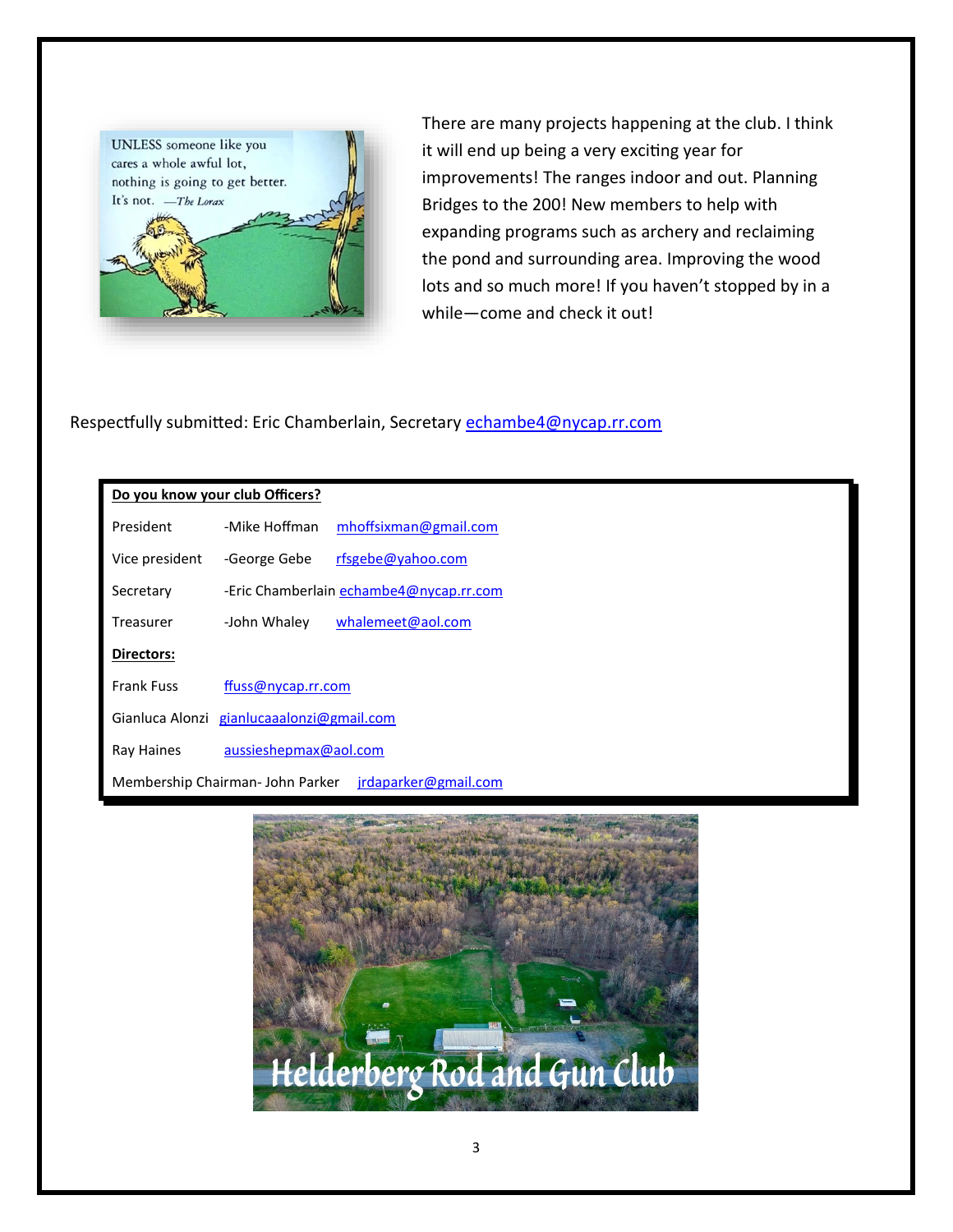There are many projects happening at the club. I think it will end up being a very exciting year for improvements! The ranges indoor and out. Planning Bridges to the 200! New members to help with expanding programs such as archery and reclaiming the pond and surrounding area. Improving the wood lots and so much more! If you haven't stopped by in a while—come and check it out!

Respectfully submitted: Eric Chamberlain, Secretary echambe4@nycap.rr.com

**Do you know your club Officers?**

| | | |
|---|---|---|
| President | -Mike Hoffman | mhoffsixman@gmail.com |
| Vice president | -George Gebe | rfsgebe@yahoo.com |
| Secretary | -Eric Chamberlain | echambe4@nycap.rr.com |
| Treasurer | -John Whaley | whalemeet@aol.com |

**Directors:**

| | |
|---|---|
| Frank Fuss | ffuss@nycap.rr.com |
| Gianluca Alonzi | gianlucaaalonzi@gmail.com |
| Ray Haines | aussieshepmax@aol.com |

Membership Chairman- John Parker jrdaparker@gmail.com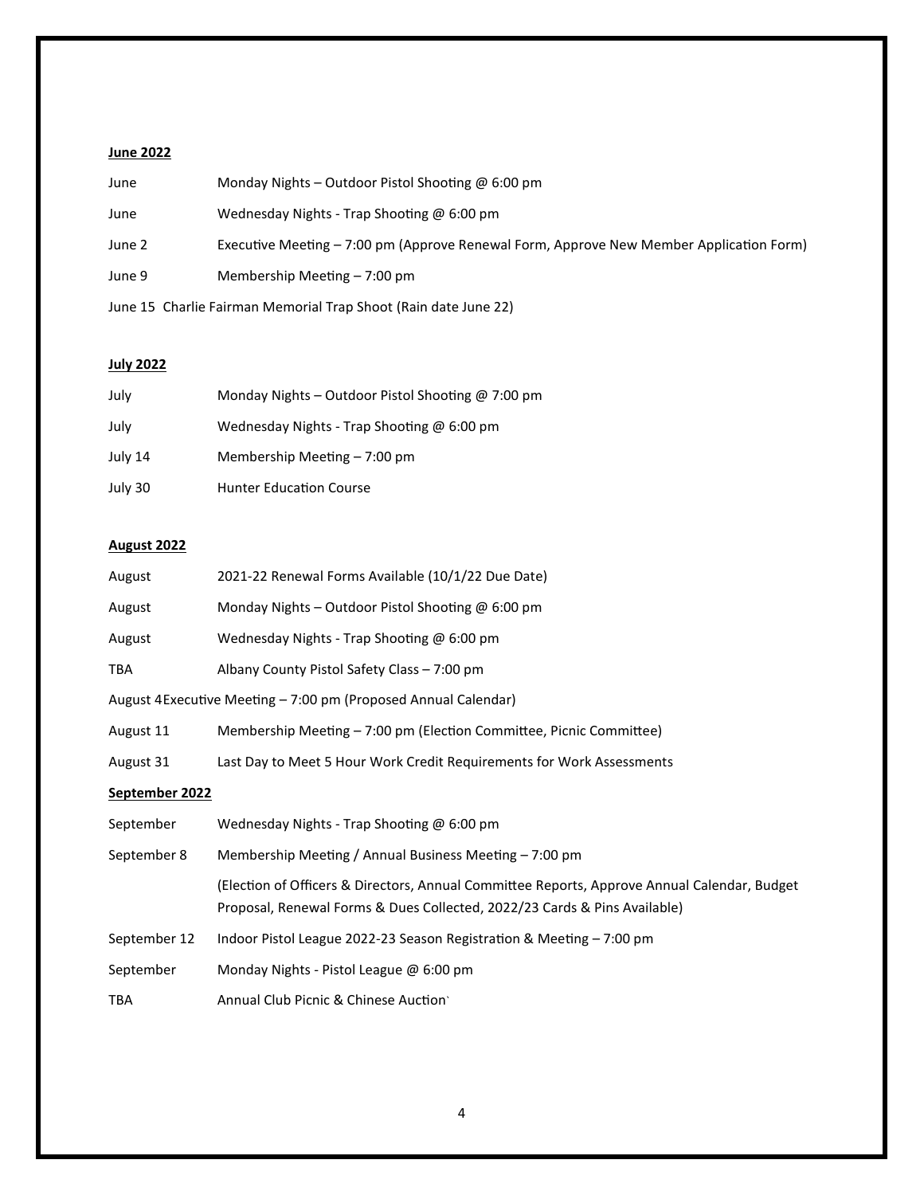**June 2022**

| | |
|---|---|
| June | Monday Nights – Outdoor Pistol Shooting @ 6:00 pm |
| June | Wednesday Nights - Trap Shooting @ 6:00 pm |
| June 2 | Executive Meeting – 7:00 pm (Approve Renewal Form, Approve New Member Application Form) |
| June 9 | Membership Meeting – 7:00 pm |

June 15 Charlie Fairman Memorial Trap Shoot (Rain date June 22)

**July 2022**

| | |
|---|---|
| July | Monday Nights – Outdoor Pistol Shooting @ 7:00 pm |
| July | Wednesday Nights - Trap Shooting @ 6:00 pm |
| July 14 | Membership Meeting – 7:00 pm |
| July 30 | Hunter Education Course |

**August 2022**

| | |
|---|---|
| August | 2021-22 Renewal Forms Available (10/1/22 Due Date) |
| August | Monday Nights – Outdoor Pistol Shooting @ 6:00 pm |
| August | Wednesday Nights - Trap Shooting @ 6:00 pm |
| TBA | Albany County Pistol Safety Class – 7:00 pm |

August 4Executive Meeting – 7:00 pm (Proposed Annual Calendar)

| | |
|---|---|
| August 11 | Membership Meeting – 7:00 pm (Election Committee, Picnic Committee) |
| August 31 | Last Day to Meet 5 Hour Work Credit Requirements for Work Assessments |

**September 2022**

| | |
|---|---|
| September | Wednesday Nights - Trap Shooting @ 6:00 pm |
| September 8 | Membership Meeting / Annual Business Meeting – 7:00 pm |
| | (Election of Officers & Directors, Annual Committee Reports, Approve Annual Calendar, Budget Proposal, Renewal Forms & Dues Collected, 2022/23 Cards & Pins Available) |
| September 12 | Indoor Pistol League 2022-23 Season Registration & Meeting – 7:00 pm |
| September | Monday Nights - Pistol League @ 6:00 pm |
| TBA | Annual Club Picnic & Chinese Auction` |